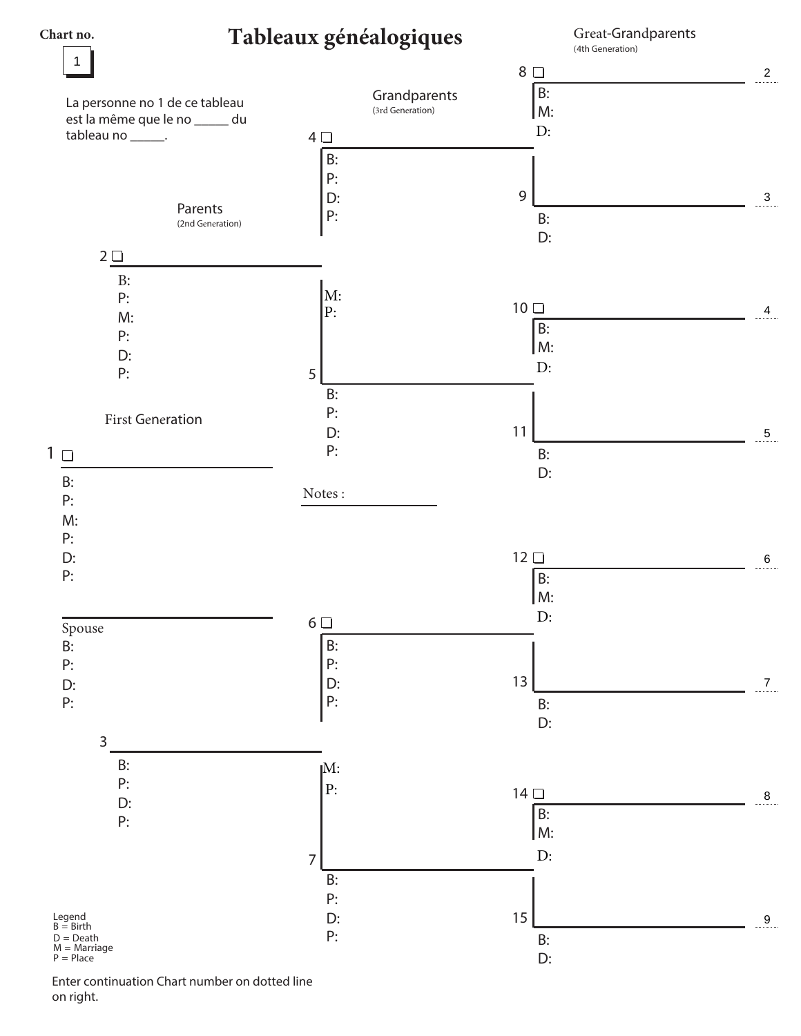**Chart no.** 1

# Tableaux généalogiques

La personne no 1 de ce tableau est la même que le no _____ du tableau no _____.

## First Generation

1 ❑

B:
P:
M:
P:
D:
P:

Spouse
B:
P:
D:
P:

## Parents
(2nd Generation)

2 ❑

B:
P:
M:
P:
D:
P:

3

B:
P:
D:
P:

## Grandparents
(3rd Generation)

4 ❑

B:
P:
D:
P:

M:
P:

5

B:
P:
D:
P:

6 ❑

B:
P:
D:
P:

M:
P:

7

B:
P:
D:
P:

Notes :

## Great-Grandparents
(4th Generation)

8 ❑ ........ 2
B:
M:
D:

9 ........ 3
B:
D:

10 ❑ ........ 4
B:
M:
D:

11 ........ 5
B:
D:

12 ❑ ........ 6
B:
M:
D:

13 ........ 7
B:
D:

14 ❑ ........ 8
B:
M:
D:

15 ........ 9
B:
D:

Legend
B = Birth
D = Death
M = Marriage
P = Place

Enter continuation Chart number on dotted line on right.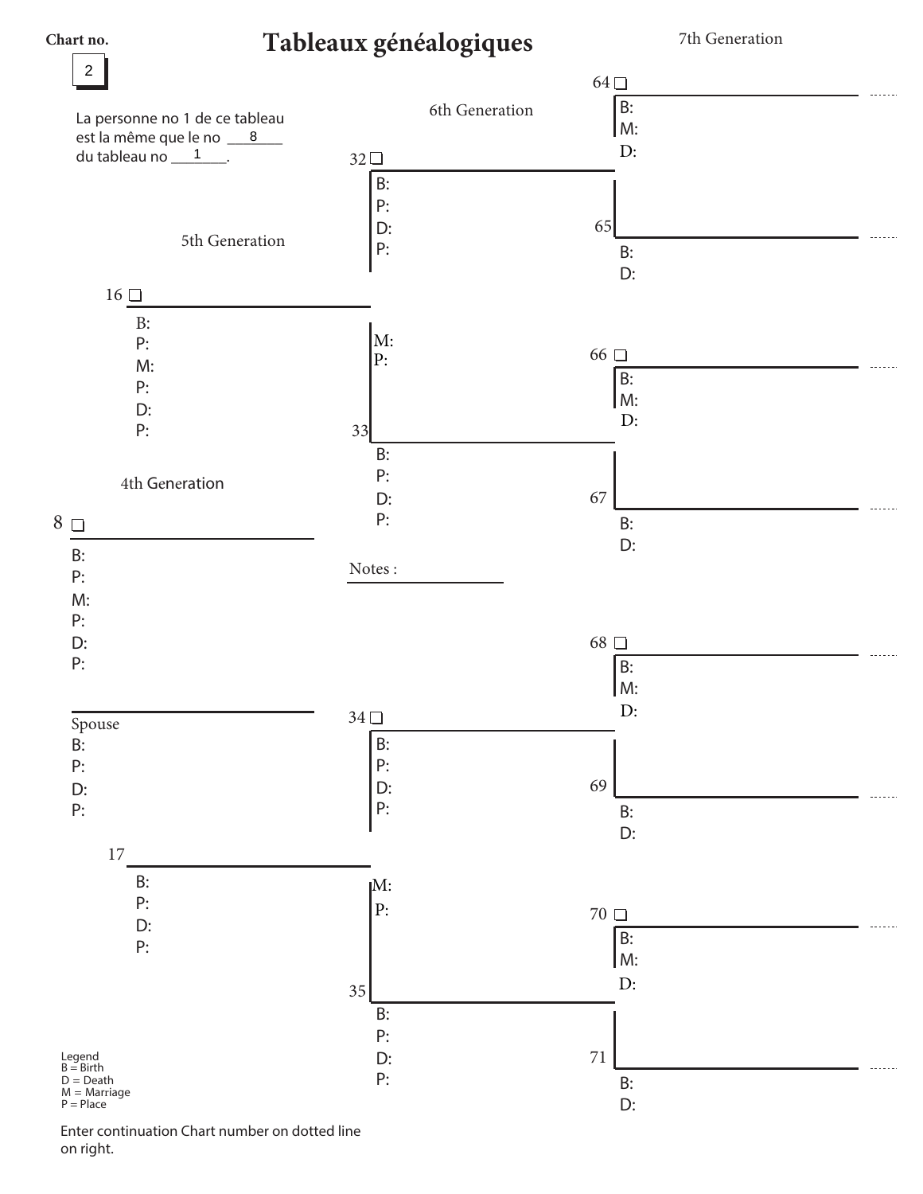Chart no. 2

# Tableaux généalogiques

La personne no 1 de ce tableau est la même que le no 8 du tableau no 1.

### 4th Generation

8 ☐

B:
P:
M:
P:
D:
P:

Spouse
B:
P:
D:
P:

### 5th Generation

16 ☐

B:
P:
M:
P:
D:
P:

17

B:
P:
D:
P:

### 6th Generation

32 ☐

B:
P:
D:
P:

M:
P:

33

B:
P:
D:
P:

34 ☐

B:
P:
D:
P:

M:
P:

35

B:
P:
D:
P:

Notes :

### 7th Generation

64 ☐

B:
M:
D:

65

B:
D:

66 ☐

B:
M:
D:

67

B:
D:

68 ☐

B:
M:
D:

69

B:
D:

70 ☐

B:
M:
D:

71

B:
D:

Legend
B = Birth
D = Death
M = Marriage
P = Place

Enter continuation Chart number on dotted line on right.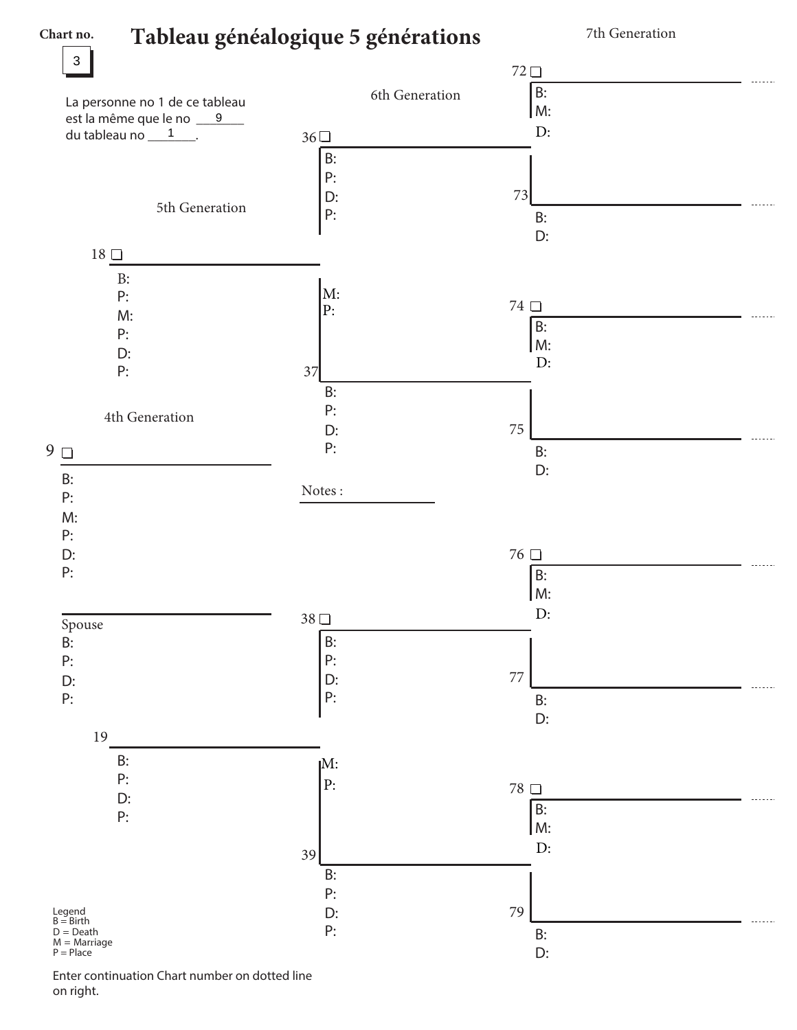**Chart no.** 3

# Tableau généalogique 5 générations

La personne no 1 de ce tableau est la même que le no 9 du tableau no 1.

### 4th Generation

9 ☐
B:
P:
M:
P:
D:
P:

Spouse
B:
P:
D:
P:

### 5th Generation

18 ☐
B:
P:
M:
P:
D:
P:

19
B:
P:
D:
P:

### 6th Generation

36 ☐
B:
P:
D:
P:

M:
P:

37
B:
P:
D:
P:

38 ☐
B:
P:
D:
P:

M:
P:

39
B:
P:
D:
P:

Notes :

### 7th Generation

72 ☐
B:
M:
D:

73
B:
D:

74 ☐
B:
M:
D:

75
B:
D:

76 ☐
B:
M:
D:

77
B:
D:

78 ☐
B:
M:
D:

79
B:
D:

Legend
B = Birth
D = Death
M = Marriage
P = Place

Enter continuation Chart number on dotted line on right.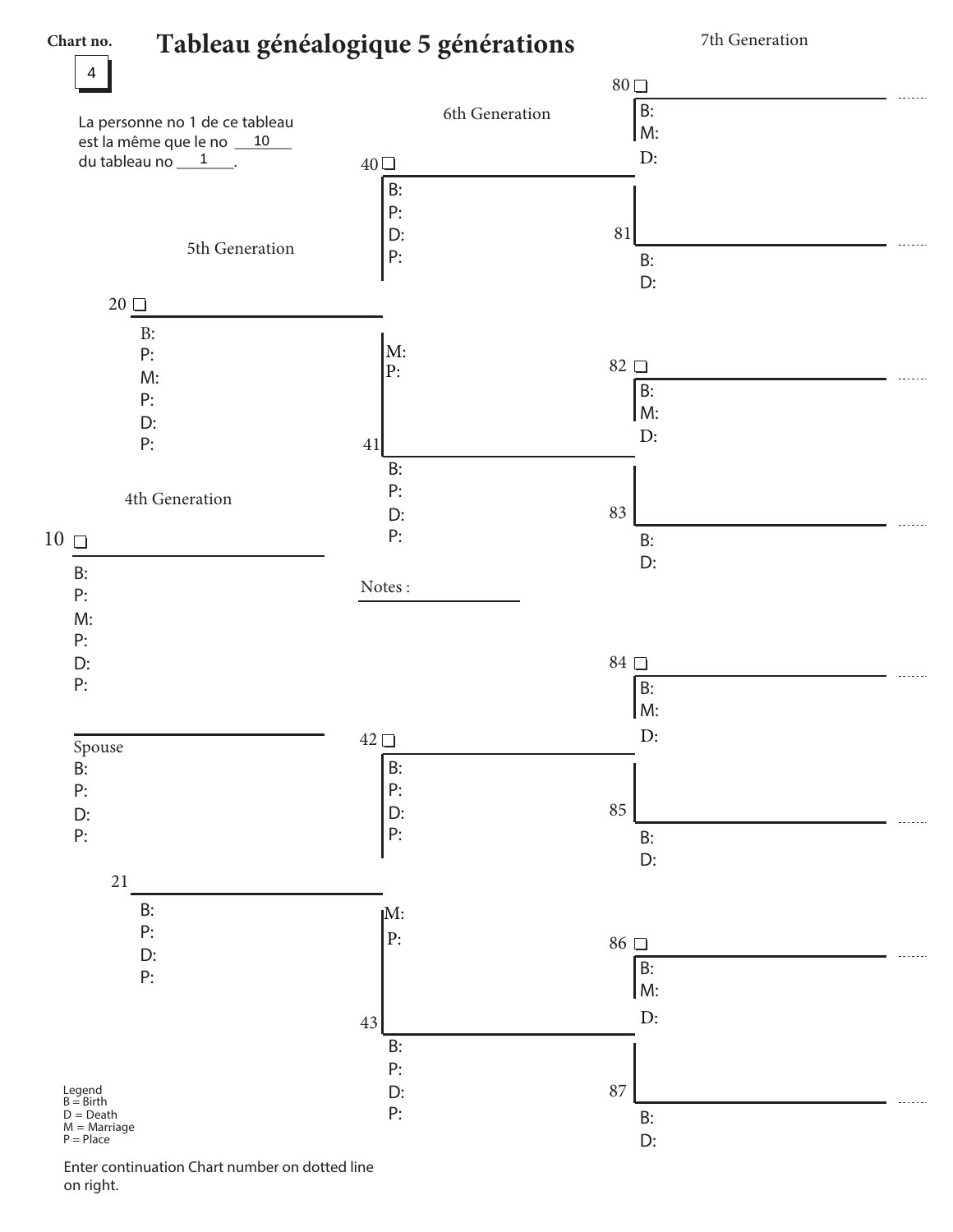Chart no. 4

# Tableau généalogique 5 générations

La personne no 1 de ce tableau est la même que le no 10 du tableau no 1.

### 4th Generation

10 ☐

B:
P:
M:
P:
D:
P:

Spouse
B:
P:
D:
P:

### 5th Generation

20 ☐

B:
P:
M:
P:
D:
P:

21

B:
P:
D:
P:

### 6th Generation

40 ☐

B:
P:
D:
P:

M:
P:

41

B:
P:
D:
P:

42 ☐

B:
P:
D:
P:

M:
P:

43

B:
P:
D:
P:

Notes :

### 7th Generation

80 ☐

B:
M:
D:

81

B:
D:

82 ☐

B:
M:
D:

83

B:
D:

84 ☐

B:
M:
D:

85

B:
D:

86 ☐

B:
M:
D:

87

B:
D:

Legend
B = Birth
D = Death
M = Marriage
P = Place

Enter continuation Chart number on dotted line on right.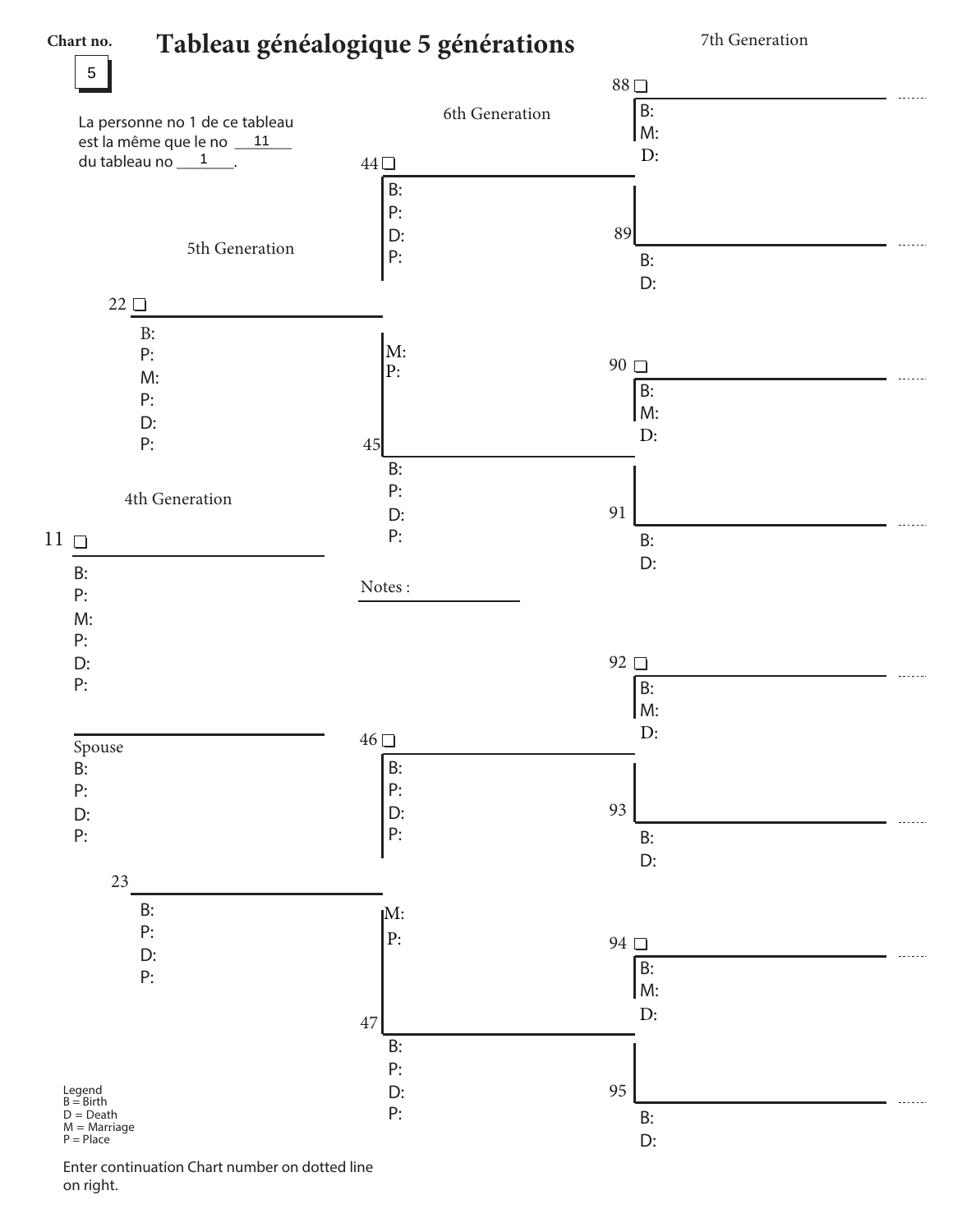Chart no. 5

# Tableau généalogique 5 générations

La personne no 1 de ce tableau est la même que le no 11 du tableau no 1.

4th Generation

11 ☐
B:
P:
M:
P:
D:
P:

Spouse
B:
P:
D:
P:

5th Generation

22 ☐
B:
P:
M:
P:
D:
P:

23
B:
P:
D:
P:

6th Generation

44 ☐
B:
P:
D:
P:

M:
P:

45
B:
P:
D:
P:

46 ☐
B:
P:
D:
P:

M:
P:

47
B:
P:
D:
P:

7th Generation

88 ☐
B:
M:
D:

89
B:
D:

90 ☐
B:
M:
D:

91
B:
D:

92 ☐
B:
M:
D:

93
B:
D:

94 ☐
B:
M:
D:

95
B:
D:

Notes :

Legend
B = Birth
D = Death
M = Marriage
P = Place

Enter continuation Chart number on dotted line on right.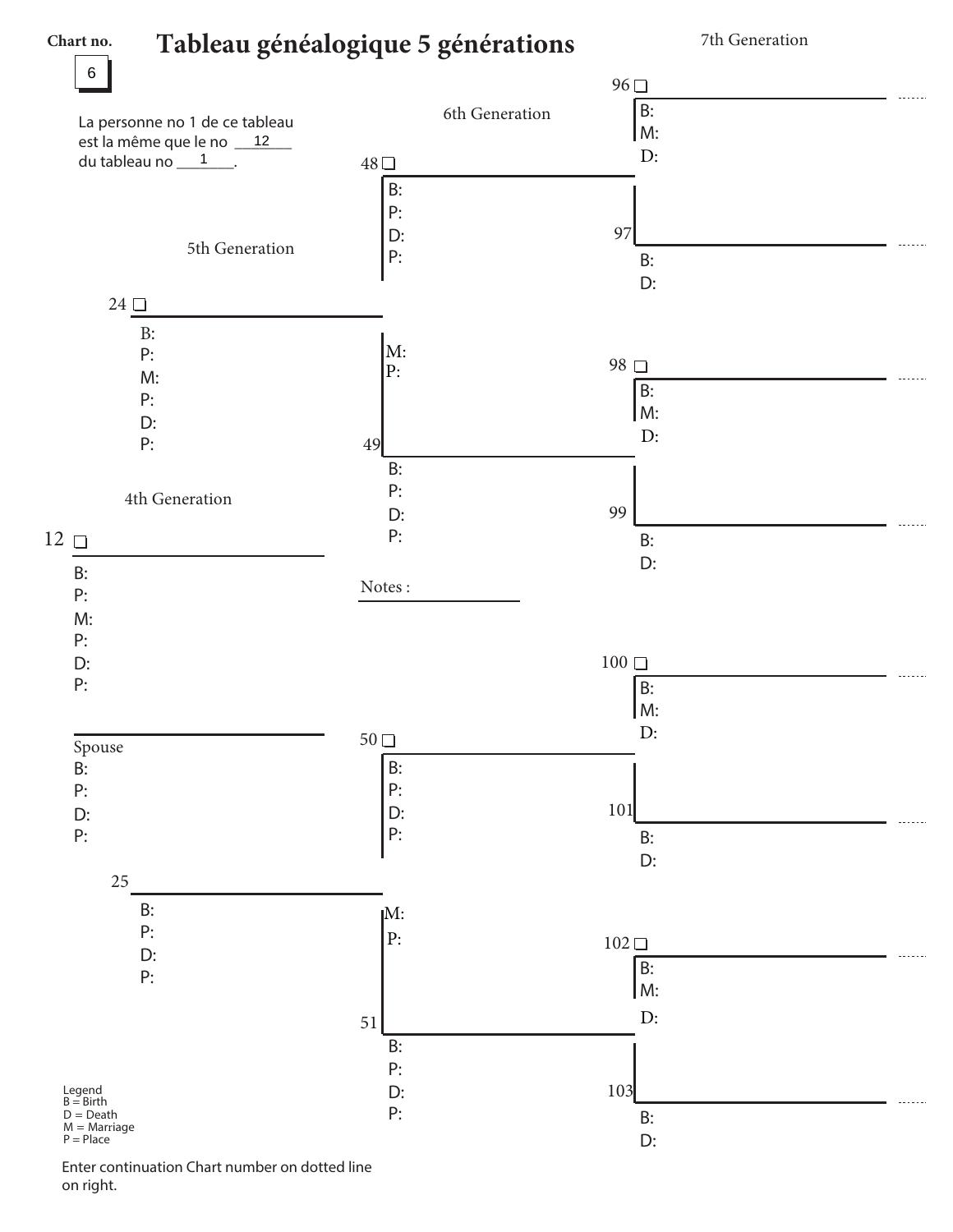Chart no. 6

# Tableau généalogique 5 générations

La personne no 1 de ce tableau est la même que le no 12 du tableau no 1.

4th Generation

12 ❑
B:
P:
M:
P:
D:
P:

Spouse
B:
P:
D:
P:

5th Generation

24 ❑
B:
P:
M:
P:
D:
P:

25
B:
P:
D:
P:

6th Generation

48 ❑
B:
P:
D:
P:

M:
P:

49
B:
P:
D:
P:

50 ❑
B:
P:
D:
P:

M:
P:

51
B:
P:
D:
P:

Notes :

7th Generation

96 ❑
B:
M:
D:

97
B:
D:

98 ❑
B:
M:
D:

99
B:
D:

100 ❑
B:
M:
D:

101
B:
D:

102 ❑
B:
M:
D:

103
B:
D:

Legend
B = Birth
D = Death
M = Marriage
P = Place

Enter continuation Chart number on dotted line on right.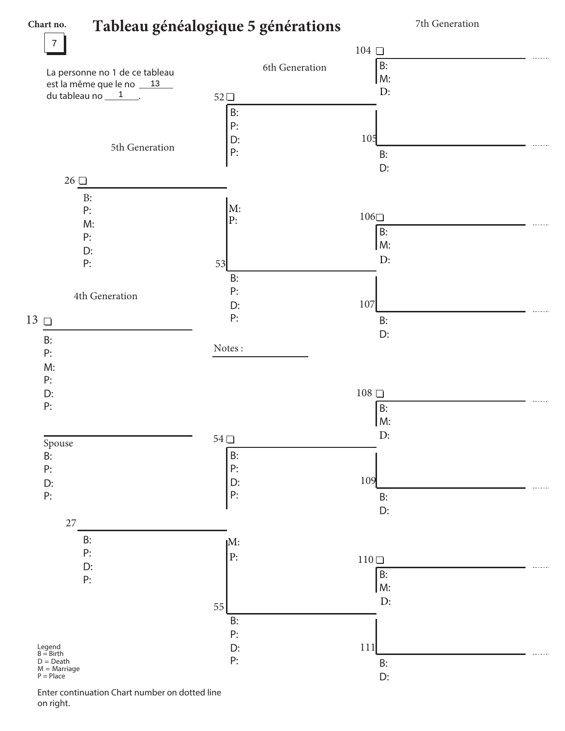**Chart no.** 7

# Tableau généalogique 5 générations

La personne no 1 de ce tableau est la même que le no 13 du tableau no 1.

### 4th Generation

13 ☐
B:
P:
M:
P:
D:
P:

Spouse
B:
P:
D:
P:

### 5th Generation

26 ☐
B:
P:
M:
P:
D:
P:

27
B:
P:
D:
P:

### 6th Generation

52 ☐
B:
P:
D:
P:

M:
P:

53
B:
P:
D:
P:

54 ☐
B:
P:
D:
P:

M:
P:

55
B:
P:
D:
P:

### 7th Generation

104 ☐
B:
M:
D:

105
B:
D:

106 ☐
B:
M:
D:

107
B:
D:

108 ☐
B:
M:
D:

109
B:
D:

110 ☐
B:
M:
D:

111
B:
D:

Notes :

Legend
B = Birth
D = Death
M = Marriage
P = Place

Enter continuation Chart number on dotted line on right.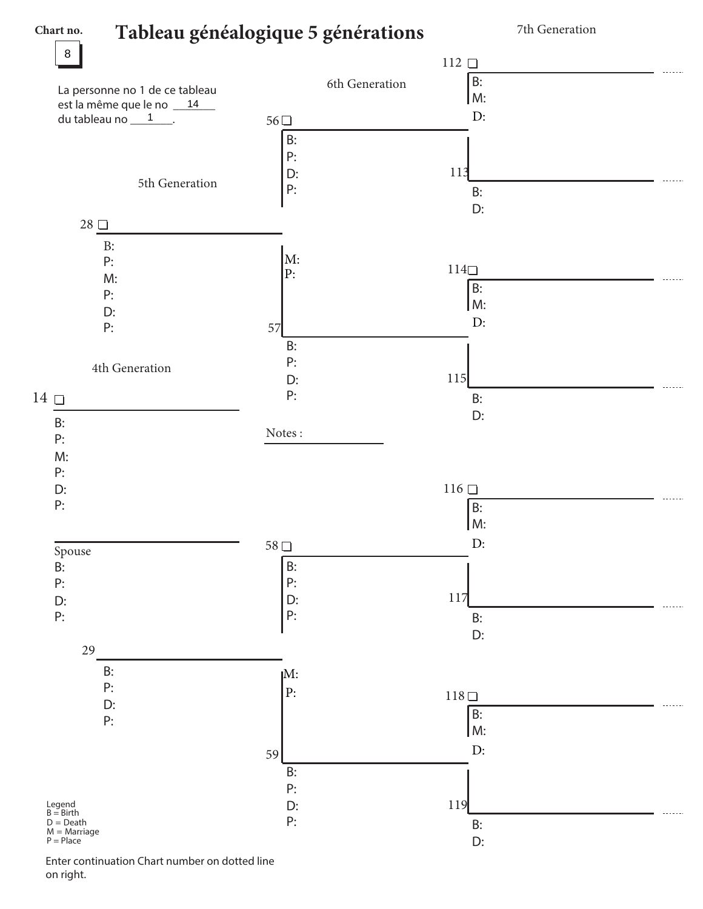Chart no.

8

# Tableau généalogique 5 générations

La personne no 1 de ce tableau est la même que le no 14 du tableau no 1.

4th Generation

14 ☐

B:
P:
M:
P:
D:
P:

Spouse
B:
P:
D:
P:

5th Generation

28 ☐

B:
P:
M:
P:
D:
P:

29

B:
P:
D:
P:

6th Generation

56 ☐

B:
P:
D:
P:

M:
P:

57

B:
P:
D:
P:

58 ☐

B:
P:
D:
P:

M:
P:

59

B:
P:
D:
P:

Notes :

7th Generation

112 ☐

B:
M:
D:

113

B:
D:

114 ☐

B:
M:
D:

115

B:
D:

116 ☐

B:
M:
D:

117

B:
D:

118 ☐

B:
M:
D:

119

B:
D:

Legend
B = Birth
D = Death
M = Marriage
P = Place

Enter continuation Chart number on dotted line on right.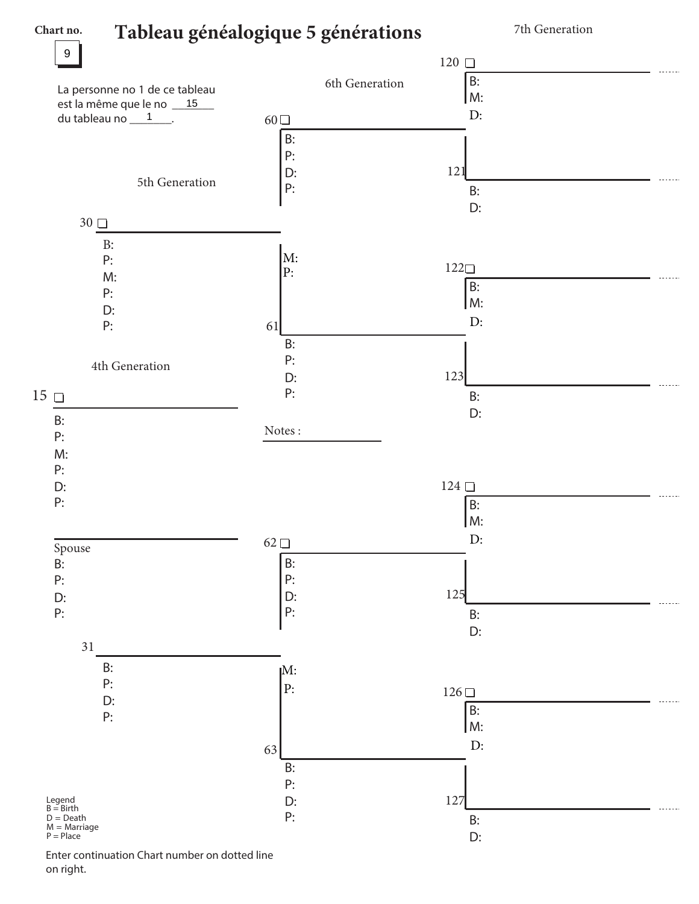Chart no. 9

# Tableau généalogique 5 générations

La personne no 1 de ce tableau est la même que le no 15 du tableau no 1.

4th Generation

15

B:
P:
M:
P:
D:
P:

Spouse
B:
P:
D:
P:

5th Generation

30

B:
P:
M:
P:
D:
P:

31

B:
P:
D:
P:

6th Generation

60

B:
P:
D:
P:

M:
P:

61

B:
P:
D:
P:

62

B:
P:
D:
P:

M:
P:

63

B:
P:
D:
P:

Notes :

7th Generation

120

B:
M:
D:

121

B:
D:

122

B:
M:
D:

123

B:
D:

124

B:
M:
D:

125

B:
D:

126

B:
M:
D:

127

B:
D:

Legend
B = Birth
D = Death
M = Marriage
P = Place

Enter continuation Chart number on dotted line on right.